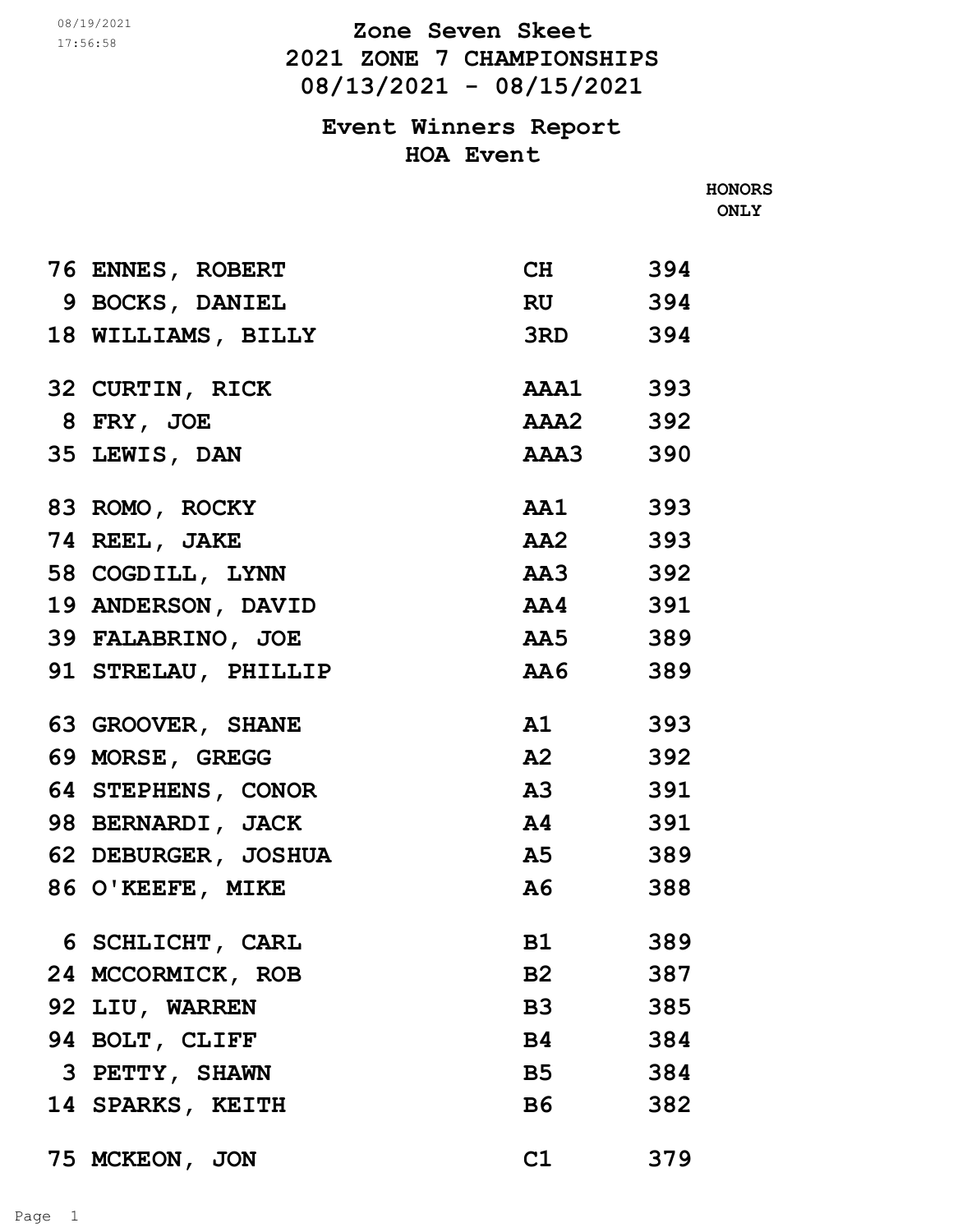08/19/2021
17:56:58

# Zone Seven Skeet
## 2021 ZONE 7 CHAMPIONSHIPS
## 08/13/2021 - 08/15/2021

## Event Winners Report
## HOA Event

| # | Name | Class | HONORS ONLY |
|---|---|---|---|
| 76 | ENNES, ROBERT | CH | 394 |
| 9 | BOCKS, DANIEL | RU | 394 |
| 18 | WILLIAMS, BILLY | 3RD | 394 |
| 32 | CURTIN, RICK | AAA1 | 393 |
| 8 | FRY, JOE | AAA2 | 392 |
| 35 | LEWIS, DAN | AAA3 | 390 |
| 83 | ROMO, ROCKY | AA1 | 393 |
| 74 | REEL, JAKE | AA2 | 393 |
| 58 | COGDILL, LYNN | AA3 | 392 |
| 19 | ANDERSON, DAVID | AA4 | 391 |
| 39 | FALABRINO, JOE | AA5 | 389 |
| 91 | STRELAU, PHILLIP | AA6 | 389 |
| 63 | GROOVER, SHANE | A1 | 393 |
| 69 | MORSE, GREGG | A2 | 392 |
| 64 | STEPHENS, CONOR | A3 | 391 |
| 98 | BERNARDI, JACK | A4 | 391 |
| 62 | DEBURGER, JOSHUA | A5 | 389 |
| 86 | O'KEEFE, MIKE | A6 | 388 |
| 6 | SCHLICHT, CARL | B1 | 389 |
| 24 | MCCORMICK, ROB | B2 | 387 |
| 92 | LIU, WARREN | B3 | 385 |
| 94 | BOLT, CLIFF | B4 | 384 |
| 3 | PETTY, SHAWN | B5 | 384 |
| 14 | SPARKS, KEITH | B6 | 382 |
| 75 | MCKEON, JON | C1 | 379 |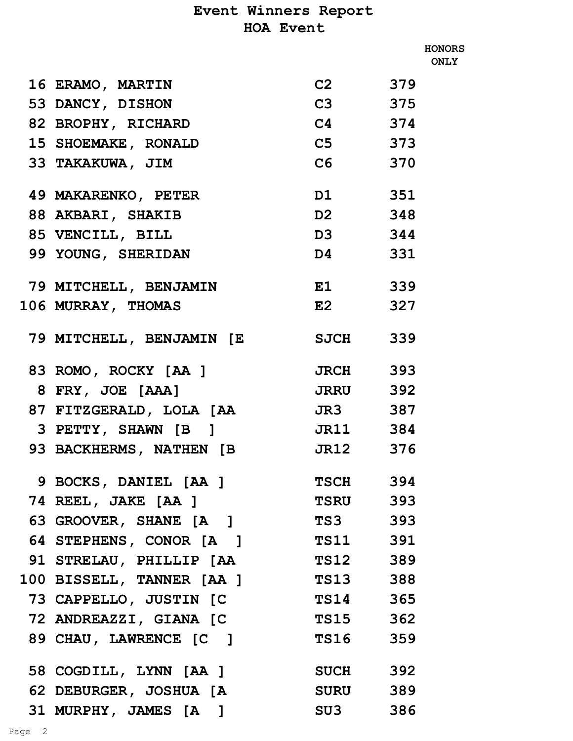# Event Winners Report

## HOA Event

| # | Name | Class | HONORS ONLY |
|---|---|---|---|
| 16 | ERAMO, MARTIN | C2 | 379 |
| 53 | DANCY, DISHON | C3 | 375 |
| 82 | BROPHY, RICHARD | C4 | 374 |
| 15 | SHOEMAKE, RONALD | C5 | 373 |
| 33 | TAKAKUWA, JIM | C6 | 370 |
| 49 | MAKARENKO, PETER | D1 | 351 |
| 88 | AKBARI, SHAKIB | D2 | 348 |
| 85 | VENCILL, BILL | D3 | 344 |
| 99 | YOUNG, SHERIDAN | D4 | 331 |
| 79 | MITCHELL, BENJAMIN | E1 | 339 |
| 106 | MURRAY, THOMAS | E2 | 327 |
| 79 | MITCHELL, BENJAMIN [E | SJCH | 339 |
| 83 | ROMO, ROCKY [AA ] | JRCH | 393 |
| 8 | FRY, JOE [AAA] | JRRU | 392 |
| 87 | FITZGERALD, LOLA [AA | JR3 | 387 |
| 3 | PETTY, SHAWN [B ] | JR11 | 384 |
| 93 | BACKHERMS, NATHEN [B | JR12 | 376 |
| 9 | BOCKS, DANIEL [AA ] | TSCH | 394 |
| 74 | REEL, JAKE [AA ] | TSRU | 393 |
| 63 | GROOVER, SHANE [A ] | TS3 | 393 |
| 64 | STEPHENS, CONOR [A ] | TS11 | 391 |
| 91 | STRELAU, PHILLIP [AA | TS12 | 389 |
| 100 | BISSELL, TANNER [AA ] | TS13 | 388 |
| 73 | CAPPELLO, JUSTIN [C | TS14 | 365 |
| 72 | ANDREAZZI, GIANA [C | TS15 | 362 |
| 89 | CHAU, LAWRENCE [C ] | TS16 | 359 |
| 58 | COGDILL, LYNN [AA ] | SUCH | 392 |
| 62 | DEBURGER, JOSHUA [A | SURU | 389 |
| 31 | MURPHY, JAMES [A ] | SU3 | 386 |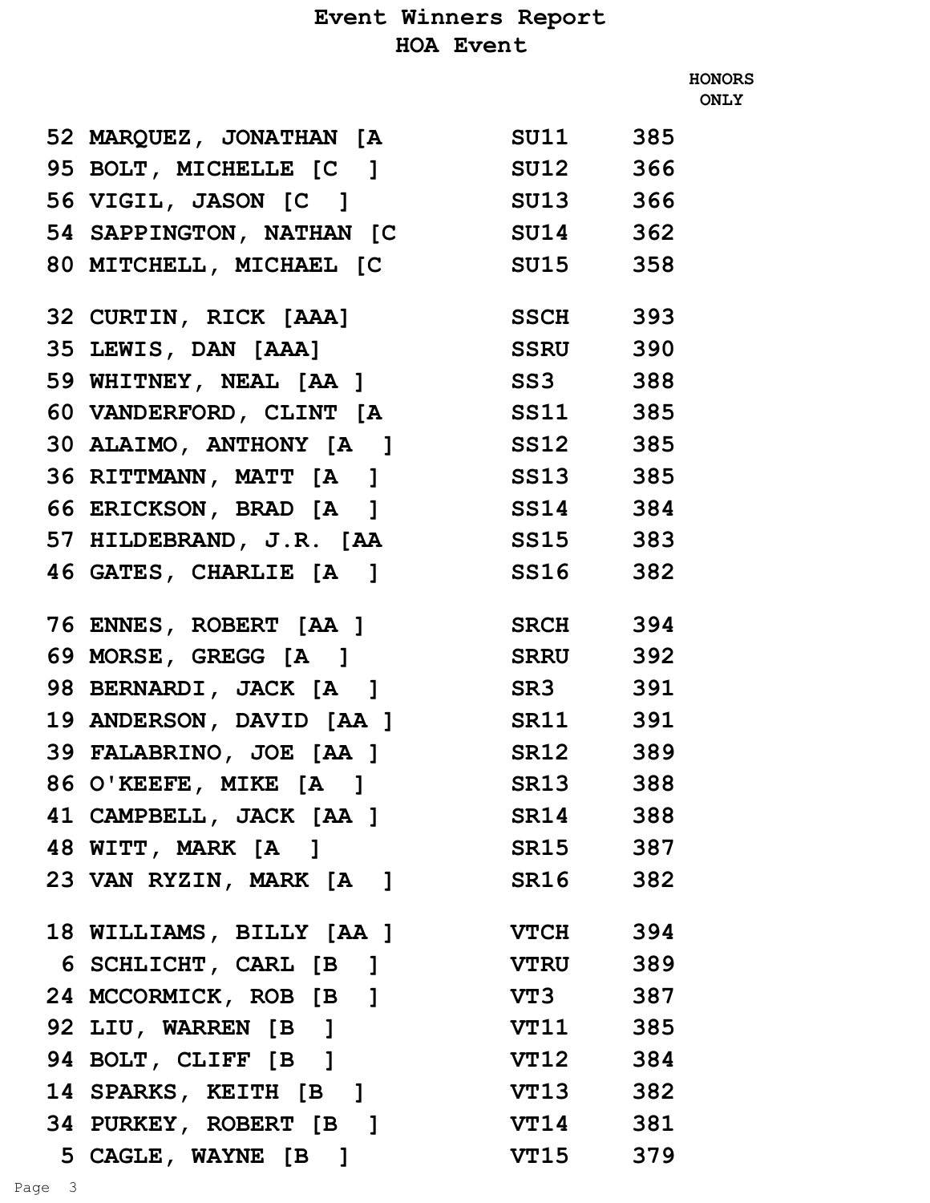# Event Winners Report

## HOA Event

| | | | HONORS ONLY |
|---|---|---|---|
| 52 | MARQUEZ, JONATHAN [A | SU11 | 385 |
| 95 | BOLT, MICHELLE [C ] | SU12 | 366 |
| 56 | VIGIL, JASON [C ] | SU13 | 366 |
| 54 | SAPPINGTON, NATHAN [C | SU14 | 362 |
| 80 | MITCHELL, MICHAEL [C | SU15 | 358 |
| | | | |
| 32 | CURTIN, RICK [AAA] | SSCH | 393 |
| 35 | LEWIS, DAN [AAA] | SSRU | 390 |
| 59 | WHITNEY, NEAL [AA ] | SS3 | 388 |
| 60 | VANDERFORD, CLINT [A | SS11 | 385 |
| 30 | ALAIMO, ANTHONY [A ] | SS12 | 385 |
| 36 | RITTMANN, MATT [A ] | SS13 | 385 |
| 66 | ERICKSON, BRAD [A ] | SS14 | 384 |
| 57 | HILDEBRAND, J.R. [AA | SS15 | 383 |
| 46 | GATES, CHARLIE [A ] | SS16 | 382 |
| | | | |
| 76 | ENNES, ROBERT [AA ] | SRCH | 394 |
| 69 | MORSE, GREGG [A ] | SRRU | 392 |
| 98 | BERNARDI, JACK [A ] | SR3 | 391 |
| 19 | ANDERSON, DAVID [AA ] | SR11 | 391 |
| 39 | FALABRINO, JOE [AA ] | SR12 | 389 |
| 86 | O'KEEFE, MIKE [A ] | SR13 | 388 |
| 41 | CAMPBELL, JACK [AA ] | SR14 | 388 |
| 48 | WITT, MARK [A ] | SR15 | 387 |
| 23 | VAN RYZIN, MARK [A ] | SR16 | 382 |
| | | | |
| 18 | WILLIAMS, BILLY [AA ] | VTCH | 394 |
| 6 | SCHLICHT, CARL [B ] | VTRU | 389 |
| 24 | MCCORMICK, ROB [B ] | VT3 | 387 |
| 92 | LIU, WARREN [B ] | VT11 | 385 |
| 94 | BOLT, CLIFF [B ] | VT12 | 384 |
| 14 | SPARKS, KEITH [B ] | VT13 | 382 |
| 34 | PURKEY, ROBERT [B ] | VT14 | 381 |
| 5 | CAGLE, WAYNE [B ] | VT15 | 379 |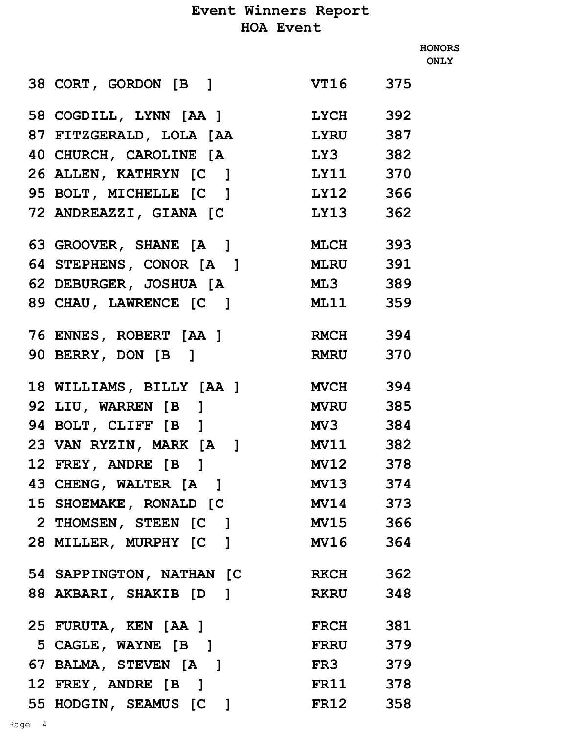# Event Winners Report

## HOA Event

| | | HONORS ONLY |
|---|---|---|
| 38 CORT, GORDON [B ] | VT16 | 375 |
| | | |
| 58 COGDILL, LYNN [AA ] | LYCH | 392 |
| 87 FITZGERALD, LOLA [AA | LYRU | 387 |
| 40 CHURCH, CAROLINE [A | LY3 | 382 |
| 26 ALLEN, KATHRYN [C ] | LY11 | 370 |
| 95 BOLT, MICHELLE [C ] | LY12 | 366 |
| 72 ANDREAZZI, GIANA [C | LY13 | 362 |
| | | |
| 63 GROOVER, SHANE [A ] | MLCH | 393 |
| 64 STEPHENS, CONOR [A ] | MLRU | 391 |
| 62 DEBURGER, JOSHUA [A | ML3 | 389 |
| 89 CHAU, LAWRENCE [C ] | ML11 | 359 |
| | | |
| 76 ENNES, ROBERT [AA ] | RMCH | 394 |
| 90 BERRY, DON [B ] | RMRU | 370 |
| | | |
| 18 WILLIAMS, BILLY [AA ] | MVCH | 394 |
| 92 LIU, WARREN [B ] | MVRU | 385 |
| 94 BOLT, CLIFF [B ] | MV3 | 384 |
| 23 VAN RYZIN, MARK [A ] | MV11 | 382 |
| 12 FREY, ANDRE [B ] | MV12 | 378 |
| 43 CHENG, WALTER [A ] | MV13 | 374 |
| 15 SHOEMAKE, RONALD [C | MV14 | 373 |
| 2 THOMSEN, STEEN [C ] | MV15 | 366 |
| 28 MILLER, MURPHY [C ] | MV16 | 364 |
| | | |
| 54 SAPPINGTON, NATHAN [C | RKCH | 362 |
| 88 AKBARI, SHAKIB [D ] | RKRU | 348 |
| | | |
| 25 FURUTA, KEN [AA ] | FRCH | 381 |
| 5 CAGLE, WAYNE [B ] | FRRU | 379 |
| 67 BALMA, STEVEN [A ] | FR3 | 379 |
| 12 FREY, ANDRE [B ] | FR11 | 378 |
| 55 HODGIN, SEAMUS [C ] | FR12 | 358 |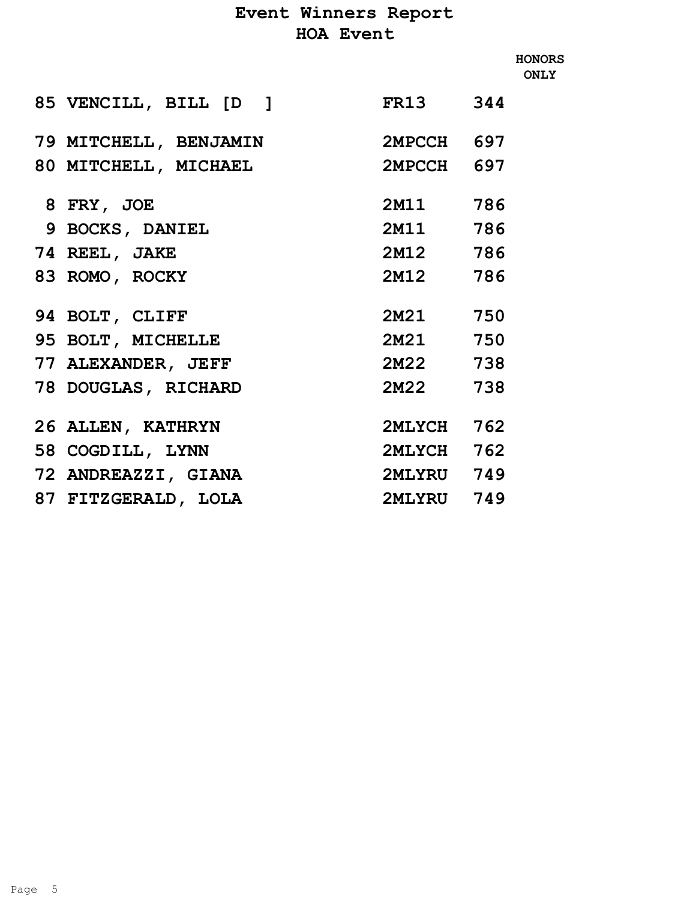# Event Winners Report
## HOA Event

| | | | HONORS ONLY |
|---|---|---|---|
| 85 | VENCILL, BILL [D ] | FR13 | 344 |
| 79 | MITCHELL, BENJAMIN | 2MPCCH | 697 |
| 80 | MITCHELL, MICHAEL | 2MPCCH | 697 |
| 8 | FRY, JOE | 2M11 | 786 |
| 9 | BOCKS, DANIEL | 2M11 | 786 |
| 74 | REEL, JAKE | 2M12 | 786 |
| 83 | ROMO, ROCKY | 2M12 | 786 |
| 94 | BOLT, CLIFF | 2M21 | 750 |
| 95 | BOLT, MICHELLE | 2M21 | 750 |
| 77 | ALEXANDER, JEFF | 2M22 | 738 |
| 78 | DOUGLAS, RICHARD | 2M22 | 738 |
| 26 | ALLEN, KATHRYN | 2MLYCH | 762 |
| 58 | COGDILL, LYNN | 2MLYCH | 762 |
| 72 | ANDREAZZI, GIANA | 2MLYRU | 749 |
| 87 | FITZGERALD, LOLA | 2MLYRU | 749 |